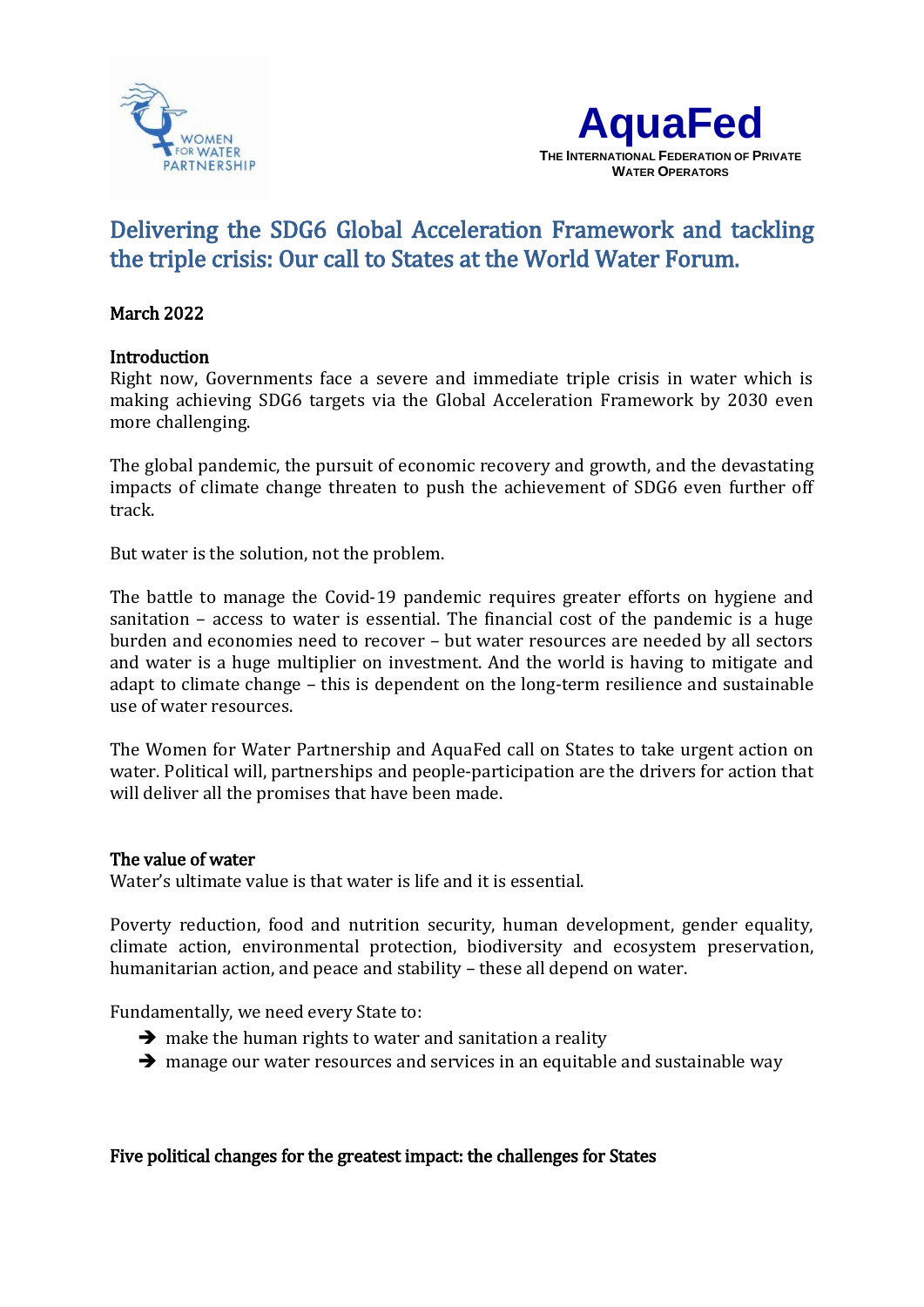WOMEN FOR WATER PARTNERSHIP

**AquaFed**
THE INTERNATIONAL FEDERATION OF PRIVATE WATER OPERATORS

# Delivering the SDG6 Global Acceleration Framework and tackling the triple crisis: Our call to States at the World Water Forum.

March 2022

## Introduction

Right now, Governments face a severe and immediate triple crisis in water which is making achieving SDG6 targets via the Global Acceleration Framework by 2030 even more challenging.

The global pandemic, the pursuit of economic recovery and growth, and the devastating impacts of climate change threaten to push the achievement of SDG6 even further off track.

But water is the solution, not the problem.

The battle to manage the Covid-19 pandemic requires greater efforts on hygiene and sanitation – access to water is essential. The financial cost of the pandemic is a huge burden and economies need to recover – but water resources are needed by all sectors and water is a huge multiplier on investment. And the world is having to mitigate and adapt to climate change – this is dependent on the long-term resilience and sustainable use of water resources.

The Women for Water Partnership and AquaFed call on States to take urgent action on water. Political will, partnerships and people-participation are the drivers for action that will deliver all the promises that have been made.

## The value of water

Water's ultimate value is that water is life and it is essential.

Poverty reduction, food and nutrition security, human development, gender equality, climate action, environmental protection, biodiversity and ecosystem preservation, humanitarian action, and peace and stability – these all depend on water.

Fundamentally, we need every State to:

- ➔ make the human rights to water and sanitation a reality
- ➔ manage our water resources and services in an equitable and sustainable way

## Five political changes for the greatest impact: the challenges for States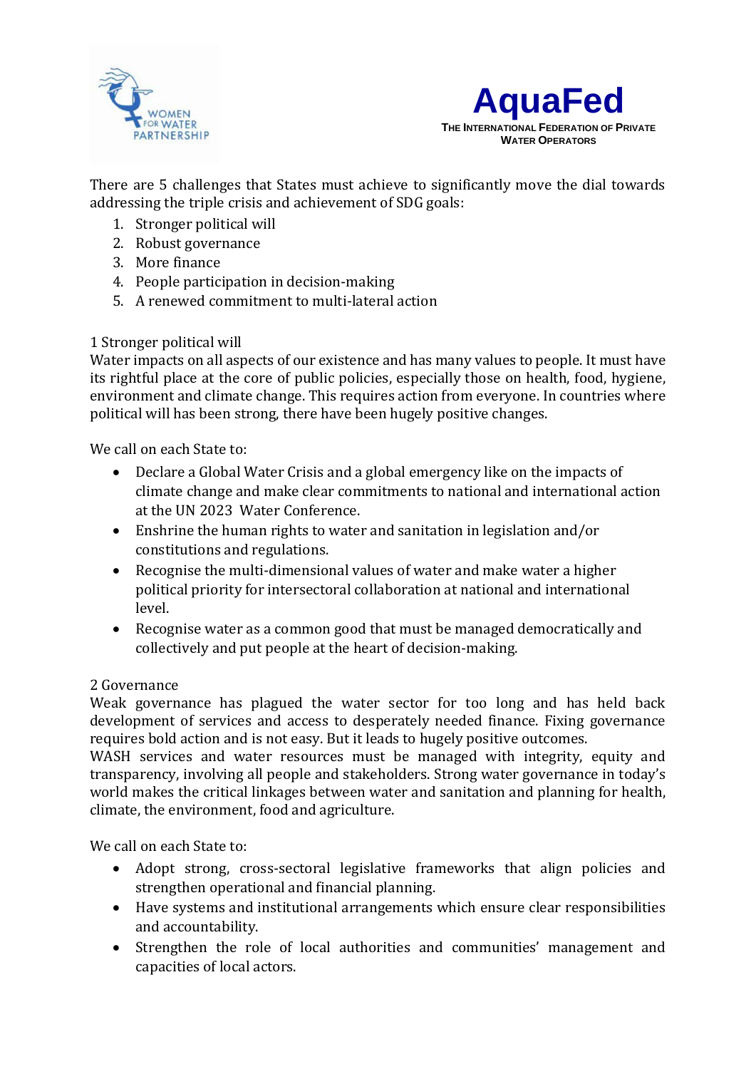There are 5 challenges that States must achieve to significantly move the dial towards addressing the triple crisis and achievement of SDG goals:

1. Stronger political will
2. Robust governance
3. More finance
4. People participation in decision-making
5. A renewed commitment to multi-lateral action

1 Stronger political will

Water impacts on all aspects of our existence and has many values to people. It must have its rightful place at the core of public policies, especially those on health, food, hygiene, environment and climate change. This requires action from everyone. In countries where political will has been strong, there have been hugely positive changes.

We call on each State to:

- Declare a Global Water Crisis and a global emergency like on the impacts of climate change and make clear commitments to national and international action at the UN 2023 Water Conference.
- Enshrine the human rights to water and sanitation in legislation and/or constitutions and regulations.
- Recognise the multi-dimensional values of water and make water a higher political priority for intersectoral collaboration at national and international level.
- Recognise water as a common good that must be managed democratically and collectively and put people at the heart of decision-making.

2 Governance

Weak governance has plagued the water sector for too long and has held back development of services and access to desperately needed finance. Fixing governance requires bold action and is not easy. But it leads to hugely positive outcomes.

WASH services and water resources must be managed with integrity, equity and transparency, involving all people and stakeholders. Strong water governance in today's world makes the critical linkages between water and sanitation and planning for health, climate, the environment, food and agriculture.

We call on each State to:

- Adopt strong, cross-sectoral legislative frameworks that align policies and strengthen operational and financial planning.
- Have systems and institutional arrangements which ensure clear responsibilities and accountability.
- Strengthen the role of local authorities and communities' management and capacities of local actors.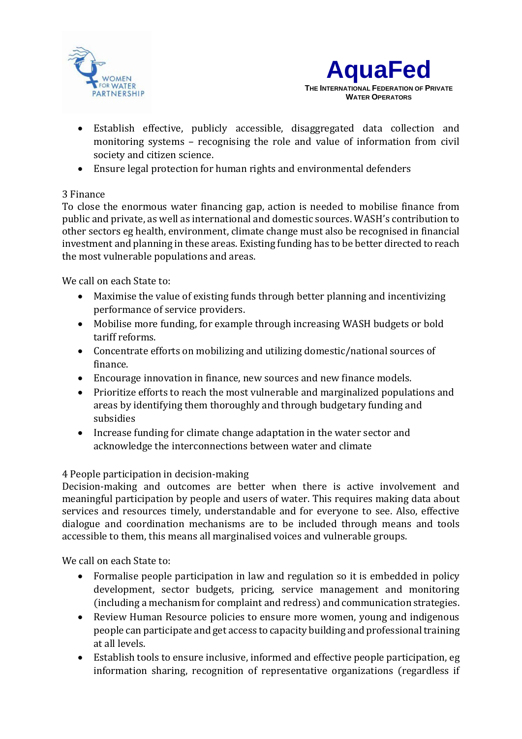- Establish effective, publicly accessible, disaggregated data collection and monitoring systems – recognising the role and value of information from civil society and citizen science.
- Ensure legal protection for human rights and environmental defenders

3 Finance

To close the enormous water financing gap, action is needed to mobilise finance from public and private, as well as international and domestic sources. WASH's contribution to other sectors eg health, environment, climate change must also be recognised in financial investment and planning in these areas. Existing funding has to be better directed to reach the most vulnerable populations and areas.

We call on each State to:

- Maximise the value of existing funds through better planning and incentivizing performance of service providers.
- Mobilise more funding, for example through increasing WASH budgets or bold tariff reforms.
- Concentrate efforts on mobilizing and utilizing domestic/national sources of finance.
- Encourage innovation in finance, new sources and new finance models.
- Prioritize efforts to reach the most vulnerable and marginalized populations and areas by identifying them thoroughly and through budgetary funding and subsidies
- Increase funding for climate change adaptation in the water sector and acknowledge the interconnections between water and climate

4 People participation in decision-making

Decision-making and outcomes are better when there is active involvement and meaningful participation by people and users of water. This requires making data about services and resources timely, understandable and for everyone to see. Also, effective dialogue and coordination mechanisms are to be included through means and tools accessible to them, this means all marginalised voices and vulnerable groups.

We call on each State to:

- Formalise people participation in law and regulation so it is embedded in policy development, sector budgets, pricing, service management and monitoring (including a mechanism for complaint and redress) and communication strategies.
- Review Human Resource policies to ensure more women, young and indigenous people can participate and get access to capacity building and professional training at all levels.
- Establish tools to ensure inclusive, informed and effective people participation, eg information sharing, recognition of representative organizations (regardless if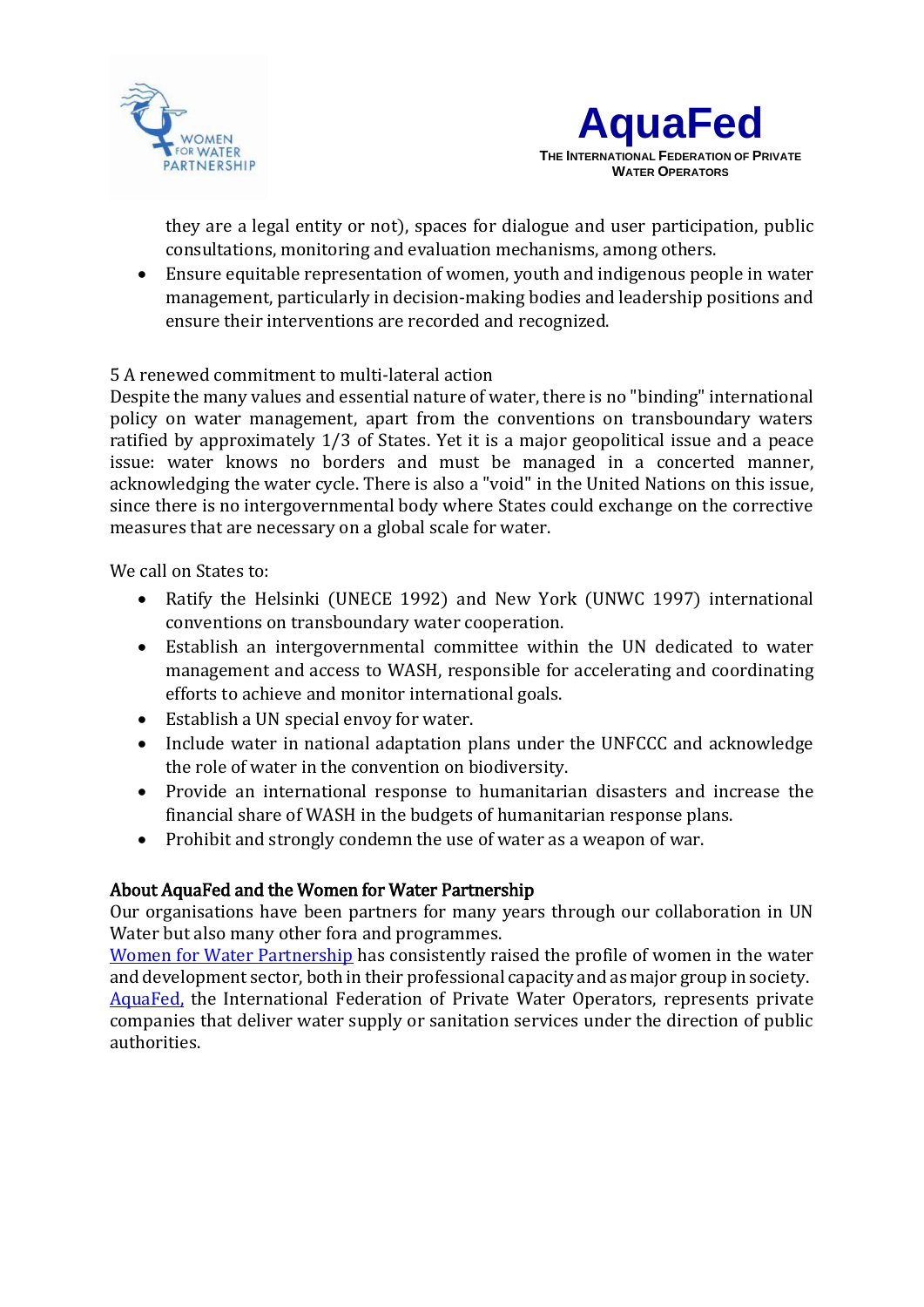they are a legal entity or not), spaces for dialogue and user participation, public consultations, monitoring and evaluation mechanisms, among others.

- Ensure equitable representation of women, youth and indigenous people in water management, particularly in decision-making bodies and leadership positions and ensure their interventions are recorded and recognized.

5 A renewed commitment to multi-lateral action

Despite the many values and essential nature of water, there is no "binding" international policy on water management, apart from the conventions on transboundary waters ratified by approximately 1/3 of States. Yet it is a major geopolitical issue and a peace issue: water knows no borders and must be managed in a concerted manner, acknowledging the water cycle. There is also a "void" in the United Nations on this issue, since there is no intergovernmental body where States could exchange on the corrective measures that are necessary on a global scale for water.

We call on States to:

- Ratify the Helsinki (UNECE 1992) and New York (UNWC 1997) international conventions on transboundary water cooperation.
- Establish an intergovernmental committee within the UN dedicated to water management and access to WASH, responsible for accelerating and coordinating efforts to achieve and monitor international goals.
- Establish a UN special envoy for water.
- Include water in national adaptation plans under the UNFCCC and acknowledge the role of water in the convention on biodiversity.
- Provide an international response to humanitarian disasters and increase the financial share of WASH in the budgets of humanitarian response plans.
- Prohibit and strongly condemn the use of water as a weapon of war.

**About AquaFed and the Women for Water Partnership**

Our organisations have been partners for many years through our collaboration in UN Water but also many other fora and programmes.

Women for Water Partnership has consistently raised the profile of women in the water and development sector, both in their professional capacity and as major group in society.

AquaFed, the International Federation of Private Water Operators, represents private companies that deliver water supply or sanitation services under the direction of public authorities.